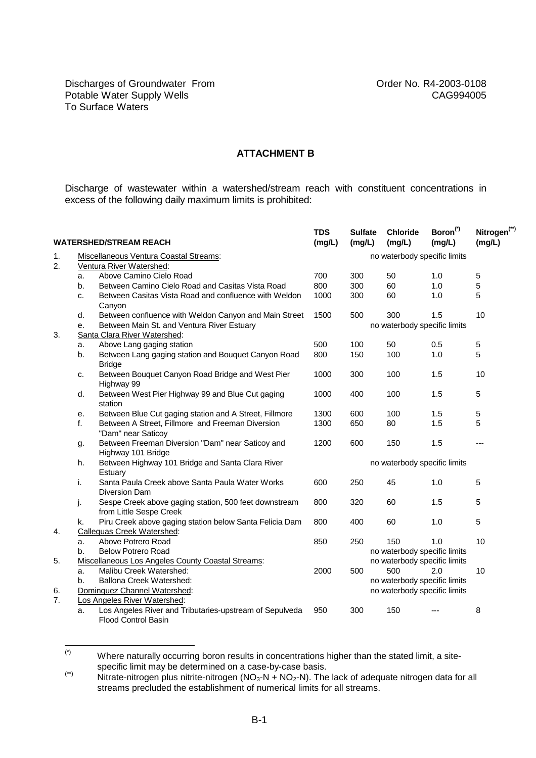Discharges of Groundwater From Potable Water Supply Wells To Surface Waters

Order No. R4-2003-0108
CAG994005

## ATTACHMENT B

Discharge of wastewater within a watershed/stream reach with constituent concentrations in excess of the following daily maximum limits is prohibited:

| WATERSHED/STREAM REACH | TDS (mg/L) | Sulfate (mg/L) | Chloride (mg/L) | Boron(*) (mg/L) | Nitrogen(**) (mg/L) |
|---|---|---|---|---|---|
| 1. Miscellaneous Ventura Coastal Streams: | no waterbody specific limits | | | | |
| 2. Ventura River Watershed: | | | | | |
| a. Above Camino Cielo Road | 700 | 300 | 50 | 1.0 | 5 |
| b. Between Camino Cielo Road and Casitas Vista Road | 800 | 300 | 60 | 1.0 | 5 |
| c. Between Casitas Vista Road and confluence with Weldon Canyon | 1000 | 300 | 60 | 1.0 | 5 |
| d. Between confluence with Weldon Canyon and Main Street | 1500 | 500 | 300 | 1.5 | 10 |
| e. Between Main St. and Ventura River Estuary | no waterbody specific limits | | | | |
| 3. Santa Clara River Watershed: | | | | | |
| a. Above Lang gaging station | 500 | 100 | 50 | 0.5 | 5 |
| b. Between Lang gaging station and Bouquet Canyon Road Bridge | 800 | 150 | 100 | 1.0 | 5 |
| c. Between Bouquet Canyon Road Bridge and West Pier Highway 99 | 1000 | 300 | 100 | 1.5 | 10 |
| d. Between West Pier Highway 99 and Blue Cut gaging station | 1000 | 400 | 100 | 1.5 | 5 |
| e. Between Blue Cut gaging station and A Street, Fillmore | 1300 | 600 | 100 | 1.5 | 5 |
| f. Between A Street, Fillmore and Freeman Diversion "Dam" near Saticoy | 1300 | 650 | 80 | 1.5 | 5 |
| g. Between Freeman Diversion "Dam" near Saticoy and Highway 101 Bridge | 1200 | 600 | 150 | 1.5 | --- |
| h. Between Highway 101 Bridge and Santa Clara River Estuary | no waterbody specific limits | | | | |
| i. Santa Paula Creek above Santa Paula Water Works Diversion Dam | 600 | 250 | 45 | 1.0 | 5 |
| j. Sespe Creek above gaging station, 500 feet downstream from Little Sespe Creek | 800 | 320 | 60 | 1.5 | 5 |
| k. Piru Creek above gaging station below Santa Felicia Dam | 800 | 400 | 60 | 1.0 | 5 |
| 4. Calleguas Creek Watershed: | | | | | |
| a. Above Potrero Road | 850 | 250 | 150 | 1.0 | 10 |
| b. Below Potrero Road | no waterbody specific limits | | | | |
| 5. Miscellaneous Los Angeles County Coastal Streams: | no waterbody specific limits | | | | |
| a. Malibu Creek Watershed: | 2000 | 500 | 500 | 2.0 | 10 |
| b. Ballona Creek Watershed: | no waterbody specific limits | | | | |
| 6. Dominguez Channel Watershed: | no waterbody specific limits | | | | |
| 7. Los Angeles River Watershed: | | | | | |
| a. Los Angeles River and Tributaries-upstream of Sepulveda Flood Control Basin | 950 | 300 | 150 | --- | 8 |

(*) Where naturally occurring boron results in concentrations higher than the stated limit, a site-specific limit may be determined on a case-by-case basis.

(**) Nitrate-nitrogen plus nitrite-nitrogen ($NO_3$-N + $NO_2$-N). The lack of adequate nitrogen data for all streams precluded the establishment of numerical limits for all streams.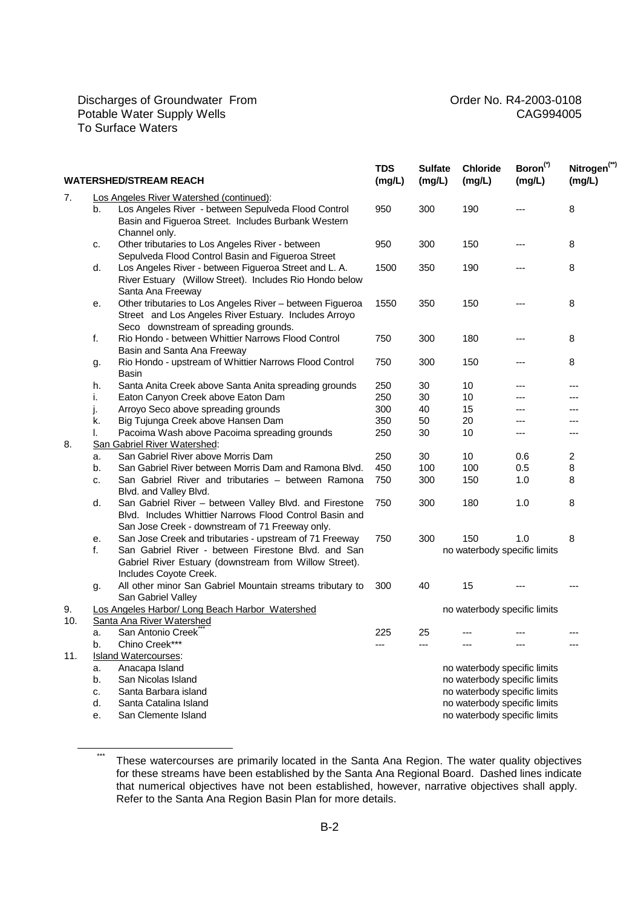Discharges of Groundwater From
Potable Water Supply Wells
To Surface Waters

Order No. R4-2003-0108
CAG994005

| | | WATERSHED/STREAM REACH | TDS (mg/L) | Sulfate (mg/L) | Chloride (mg/L) | Boron[(*)] (mg/L) | Nitrogen[(**)] (mg/L) |
|---|---|---|---|---|---|---|---|
| 7. | | Los Angeles River Watershed (continued): | | | | | |
| | b. | Los Angeles River - between Sepulveda Flood Control Basin and Figueroa Street. Includes Burbank Western Channel only. | 950 | 300 | 190 | --- | 8 |
| | c. | Other tributaries to Los Angeles River - between Sepulveda Flood Control Basin and Figueroa Street | 950 | 300 | 150 | --- | 8 |
| | d. | Los Angeles River - between Figueroa Street and L. A. River Estuary (Willow Street). Includes Rio Hondo below Santa Ana Freeway | 1500 | 350 | 190 | --- | 8 |
| | e. | Other tributaries to Los Angeles River – between Figueroa Street and Los Angeles River Estuary. Includes Arroyo Seco downstream of spreading grounds. | 1550 | 350 | 150 | --- | 8 |
| | f. | Rio Hondo - between Whittier Narrows Flood Control Basin and Santa Ana Freeway | 750 | 300 | 180 | --- | 8 |
| | g. | Rio Hondo - upstream of Whittier Narrows Flood Control Basin | 750 | 300 | 150 | --- | 8 |
| | h. | Santa Anita Creek above Santa Anita spreading grounds | 250 | 30 | 10 | --- | --- |
| | i. | Eaton Canyon Creek above Eaton Dam | 250 | 30 | 10 | --- | --- |
| | j. | Arroyo Seco above spreading grounds | 300 | 40 | 15 | --- | --- |
| | k. | Big Tujunga Creek above Hansen Dam | 350 | 50 | 20 | --- | --- |
| | l. | Pacoima Wash above Pacoima spreading grounds | 250 | 30 | 10 | --- | --- |
| 8. | | San Gabriel River Watershed: | | | | | |
| | a. | San Gabriel River above Morris Dam | 250 | 30 | 10 | 0.6 | 2 |
| | b. | San Gabriel River between Morris Dam and Ramona Blvd. | 450 | 100 | 100 | 0.5 | 8 |
| | c. | San Gabriel River and tributaries – between Ramona Blvd. and Valley Blvd. | 750 | 300 | 150 | 1.0 | 8 |
| | d. | San Gabriel River – between Valley Blvd. and Firestone Blvd. Includes Whittier Narrows Flood Control Basin and San Jose Creek - downstream of 71 Freeway only. | 750 | 300 | 180 | 1.0 | 8 |
| | e. | San Jose Creek and tributaries - upstream of 71 Freeway | 750 | 300 | 150 | 1.0 | 8 |
| | f. | San Gabriel River - between Firestone Blvd. and San Gabriel River Estuary (downstream from Willow Street). Includes Coyote Creek. | | | no waterbody specific limits | | |
| | g. | All other minor San Gabriel Mountain streams tributary to San Gabriel Valley | 300 | 40 | 15 | --- | --- |
| 9. | | Los Angeles Harbor/ Long Beach Harbor Watershed | | | no waterbody specific limits | | |
| 10. | | Santa Ana River Watershed | | | | | |
| | a. | San Antonio Creek*** | 225 | 25 | --- | --- | --- |
| | b. | Chino Creek*** | --- | --- | --- | --- | --- |
| 11. | | Island Watercourses: | | | | | |
| | a. | Anacapa Island | | | no waterbody specific limits | | |
| | b. | San Nicolas Island | | | no waterbody specific limits | | |
| | c. | Santa Barbara island | | | no waterbody specific limits | | |
| | d. | Santa Catalina Island | | | no waterbody specific limits | | |
| | e. | San Clemente Island | | | no waterbody specific limits | | |

*** These watercourses are primarily located in the Santa Ana Region. The water quality objectives for these streams have been established by the Santa Ana Regional Board. Dashed lines indicate that numerical objectives have not been established, however, narrative objectives shall apply. Refer to the Santa Ana Region Basin Plan for more details.